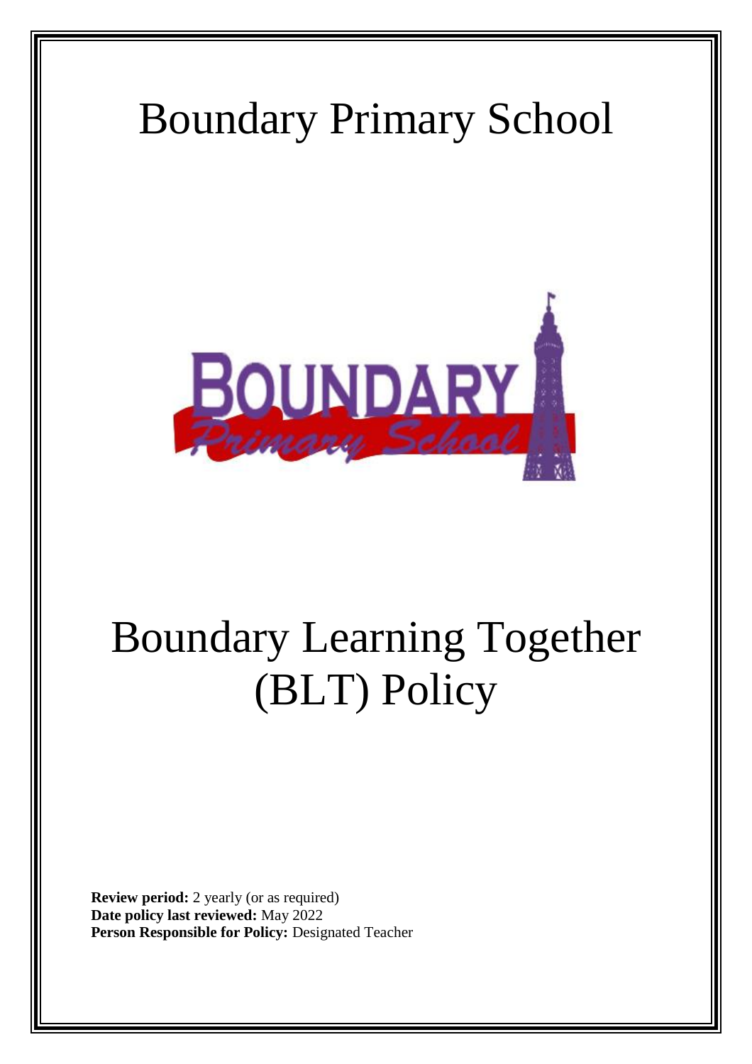# Boundary Primary School

# Boundary Learning Together (BLT) Policy

**Review period:** 2 yearly (or as required)
**Date policy last reviewed:** May 2022
**Person Responsible for Policy:** Designated Teacher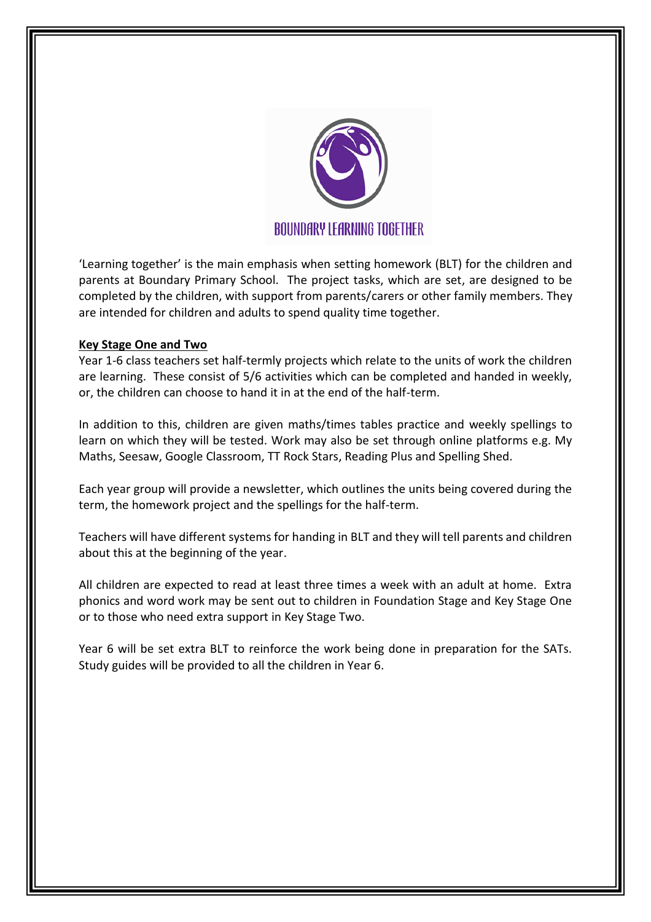BOUNDARY LEARNING TOGETHER

'Learning together' is the main emphasis when setting homework (BLT) for the children and parents at Boundary Primary School. The project tasks, which are set, are designed to be completed by the children, with support from parents/carers or other family members. They are intended for children and adults to spend quality time together.

**Key Stage One and Two**

Year 1-6 class teachers set half-termly projects which relate to the units of work the children are learning. These consist of 5/6 activities which can be completed and handed in weekly, or, the children can choose to hand it in at the end of the half-term.

In addition to this, children are given maths/times tables practice and weekly spellings to learn on which they will be tested. Work may also be set through online platforms e.g. My Maths, Seesaw, Google Classroom, TT Rock Stars, Reading Plus and Spelling Shed.

Each year group will provide a newsletter, which outlines the units being covered during the term, the homework project and the spellings for the half-term.

Teachers will have different systems for handing in BLT and they will tell parents and children about this at the beginning of the year.

All children are expected to read at least three times a week with an adult at home. Extra phonics and word work may be sent out to children in Foundation Stage and Key Stage One or to those who need extra support in Key Stage Two.

Year 6 will be set extra BLT to reinforce the work being done in preparation for the SATs. Study guides will be provided to all the children in Year 6.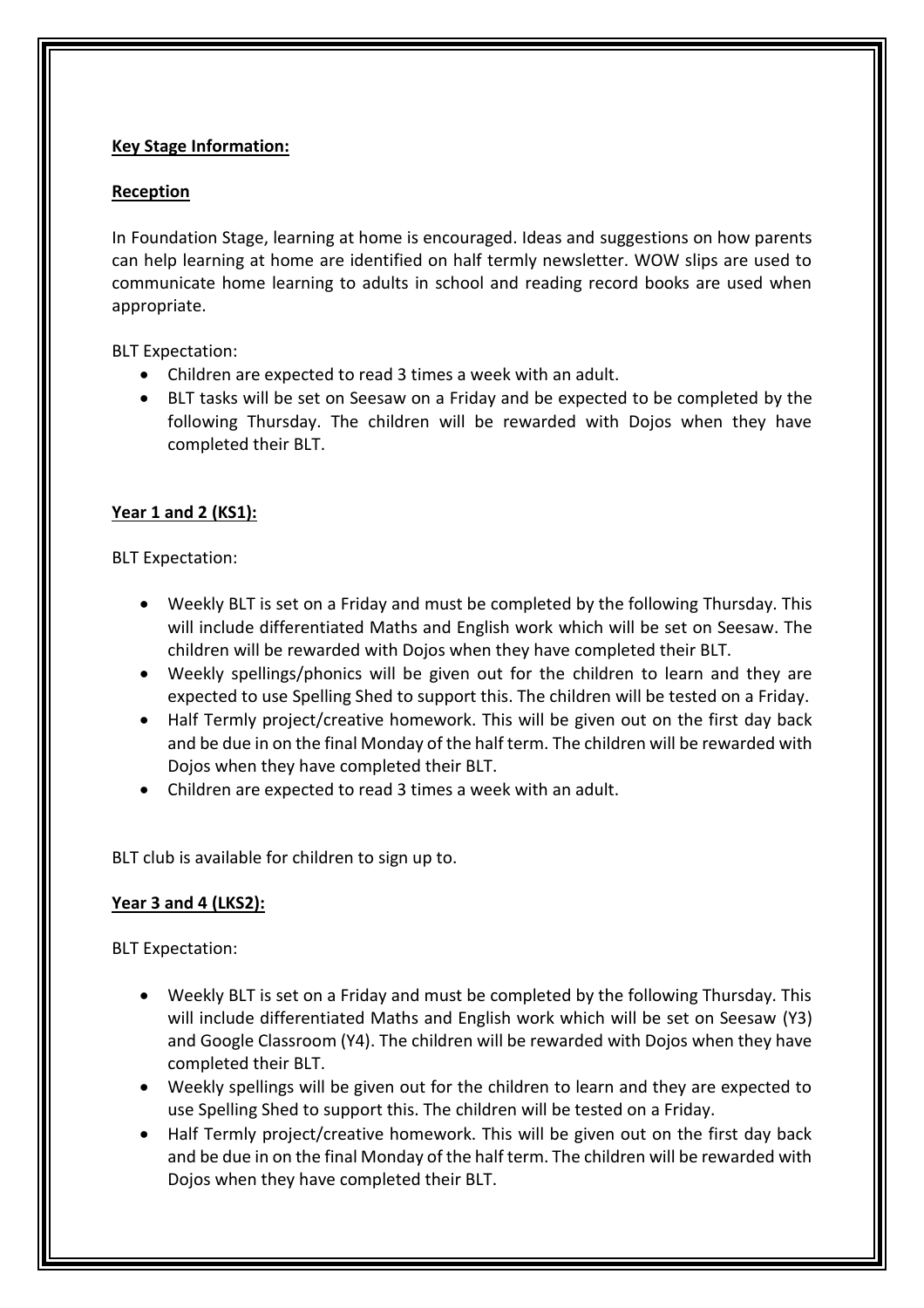**Key Stage Information:**

**Reception**

In Foundation Stage, learning at home is encouraged. Ideas and suggestions on how parents can help learning at home are identified on half termly newsletter. WOW slips are used to communicate home learning to adults in school and reading record books are used when appropriate.

BLT Expectation:

- Children are expected to read 3 times a week with an adult.
- BLT tasks will be set on Seesaw on a Friday and be expected to be completed by the following Thursday. The children will be rewarded with Dojos when they have completed their BLT.

**Year 1 and 2 (KS1):**

BLT Expectation:

- Weekly BLT is set on a Friday and must be completed by the following Thursday. This will include differentiated Maths and English work which will be set on Seesaw. The children will be rewarded with Dojos when they have completed their BLT.
- Weekly spellings/phonics will be given out for the children to learn and they are expected to use Spelling Shed to support this. The children will be tested on a Friday.
- Half Termly project/creative homework. This will be given out on the first day back and be due in on the final Monday of the half term. The children will be rewarded with Dojos when they have completed their BLT.
- Children are expected to read 3 times a week with an adult.

BLT club is available for children to sign up to.

**Year 3 and 4 (LKS2):**

BLT Expectation:

- Weekly BLT is set on a Friday and must be completed by the following Thursday. This will include differentiated Maths and English work which will be set on Seesaw (Y3) and Google Classroom (Y4). The children will be rewarded with Dojos when they have completed their BLT.
- Weekly spellings will be given out for the children to learn and they are expected to use Spelling Shed to support this. The children will be tested on a Friday.
- Half Termly project/creative homework. This will be given out on the first day back and be due in on the final Monday of the half term. The children will be rewarded with Dojos when they have completed their BLT.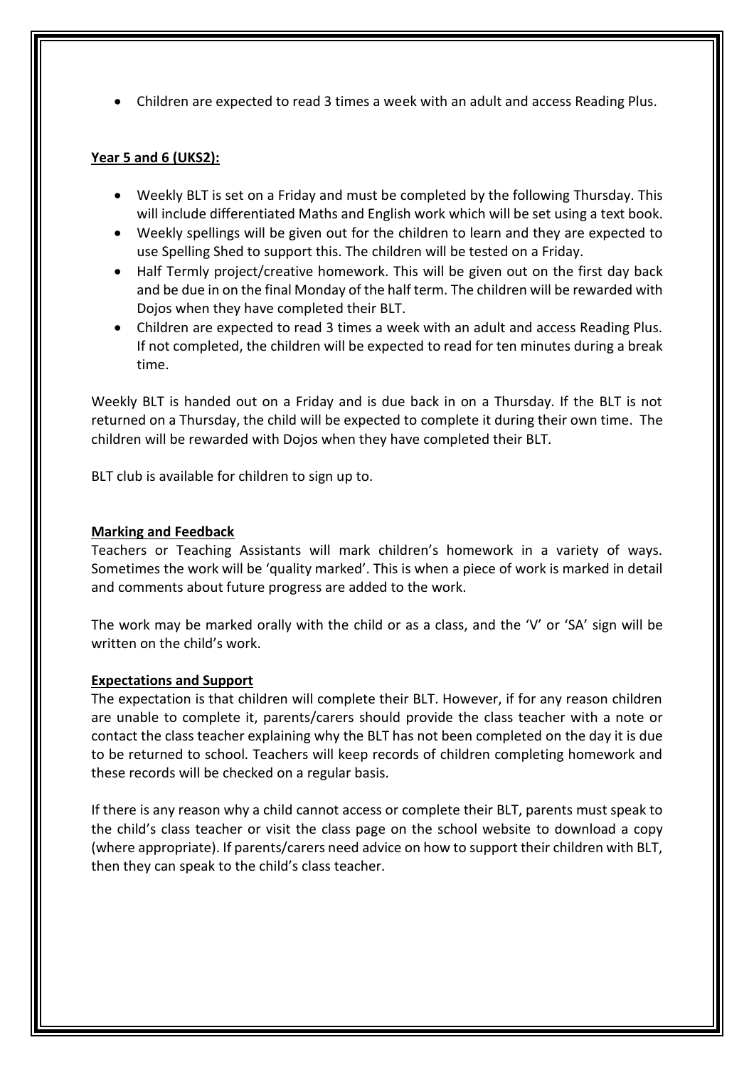- Children are expected to read 3 times a week with an adult and access Reading Plus.

**Year 5 and 6 (UKS2):**

- Weekly BLT is set on a Friday and must be completed by the following Thursday. This will include differentiated Maths and English work which will be set using a text book.
- Weekly spellings will be given out for the children to learn and they are expected to use Spelling Shed to support this. The children will be tested on a Friday.
- Half Termly project/creative homework. This will be given out on the first day back and be due in on the final Monday of the half term. The children will be rewarded with Dojos when they have completed their BLT.
- Children are expected to read 3 times a week with an adult and access Reading Plus. If not completed, the children will be expected to read for ten minutes during a break time.

Weekly BLT is handed out on a Friday and is due back in on a Thursday. If the BLT is not returned on a Thursday, the child will be expected to complete it during their own time. The children will be rewarded with Dojos when they have completed their BLT.

BLT club is available for children to sign up to.

**Marking and Feedback**

Teachers or Teaching Assistants will mark children's homework in a variety of ways. Sometimes the work will be 'quality marked'. This is when a piece of work is marked in detail and comments about future progress are added to the work.

The work may be marked orally with the child or as a class, and the 'V' or 'SA' sign will be written on the child's work.

**Expectations and Support**

The expectation is that children will complete their BLT. However, if for any reason children are unable to complete it, parents/carers should provide the class teacher with a note or contact the class teacher explaining why the BLT has not been completed on the day it is due to be returned to school. Teachers will keep records of children completing homework and these records will be checked on a regular basis.

If there is any reason why a child cannot access or complete their BLT, parents must speak to the child's class teacher or visit the class page on the school website to download a copy (where appropriate). If parents/carers need advice on how to support their children with BLT, then they can speak to the child's class teacher.